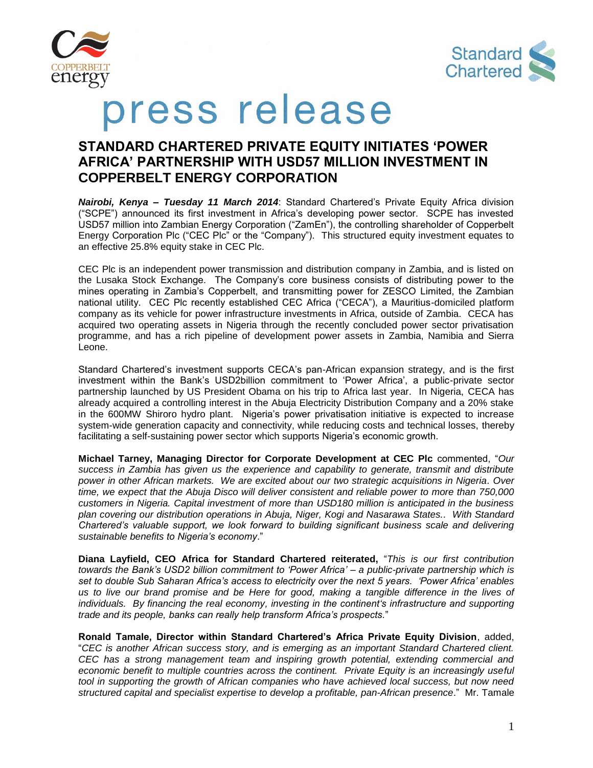# press release

## STANDARD CHARTERED PRIVATE EQUITY INITIATES 'POWER AFRICA' PARTNERSHIP WITH USD57 MILLION INVESTMENT IN COPPERBELT ENERGY CORPORATION

***Nairobi, Kenya – Tuesday 11 March 2014***: Standard Chartered's Private Equity Africa division ("SCPE") announced its first investment in Africa's developing power sector. SCPE has invested USD57 million into Zambian Energy Corporation ("ZamEn"), the controlling shareholder of Copperbelt Energy Corporation Plc ("CEC Plc" or the "Company"). This structured equity investment equates to an effective 25.8% equity stake in CEC Plc.

CEC Plc is an independent power transmission and distribution company in Zambia, and is listed on the Lusaka Stock Exchange. The Company's core business consists of distributing power to the mines operating in Zambia's Copperbelt, and transmitting power for ZESCO Limited, the Zambian national utility. CEC Plc recently established CEC Africa ("CECA"), a Mauritius-domiciled platform company as its vehicle for power infrastructure investments in Africa, outside of Zambia. CECA has acquired two operating assets in Nigeria through the recently concluded power sector privatisation programme, and has a rich pipeline of development power assets in Zambia, Namibia and Sierra Leone.

Standard Chartered's investment supports CECA's pan-African expansion strategy, and is the first investment within the Bank's USD2billion commitment to 'Power Africa', a public-private sector partnership launched by US President Obama on his trip to Africa last year. In Nigeria, CECA has already acquired a controlling interest in the Abuja Electricity Distribution Company and a 20% stake in the 600MW Shiroro hydro plant. Nigeria's power privatisation initiative is expected to increase system-wide generation capacity and connectivity, while reducing costs and technical losses, thereby facilitating a self-sustaining power sector which supports Nigeria's economic growth.

**Michael Tarney, Managing Director for Corporate Development at CEC Plc** commented, "*Our success in Zambia has given us the experience and capability to generate, transmit and distribute power in other African markets. We are excited about our two strategic acquisitions in Nigeria. Over time, we expect that the Abuja Disco will deliver consistent and reliable power to more than 750,000 customers in Nigeria. Capital investment of more than USD180 million is anticipated in the business plan covering our distribution operations in Abuja, Niger, Kogi and Nasarawa States.. With Standard Chartered's valuable support, we look forward to building significant business scale and delivering sustainable benefits to Nigeria's economy*."

**Diana Layfield, CEO Africa for Standard Chartered reiterated,** "*This is our first contribution towards the Bank's USD2 billion commitment to 'Power Africa' – a public-private partnership which is set to double Sub Saharan Africa's access to electricity over the next 5 years. 'Power Africa' enables us to live our brand promise and be Here for good, making a tangible difference in the lives of individuals. By financing the real economy, investing in the continent's infrastructure and supporting trade and its people, banks can really help transform Africa's prospects.*"

**Ronald Tamale, Director within Standard Chartered's Africa Private Equity Division**, added, "*CEC is another African success story, and is emerging as an important Standard Chartered client. CEC has a strong management team and inspiring growth potential, extending commercial and economic benefit to multiple countries across the continent. Private Equity is an increasingly useful tool in supporting the growth of African companies who have achieved local success, but now need structured capital and specialist expertise to develop a profitable, pan-African presence*." Mr. Tamale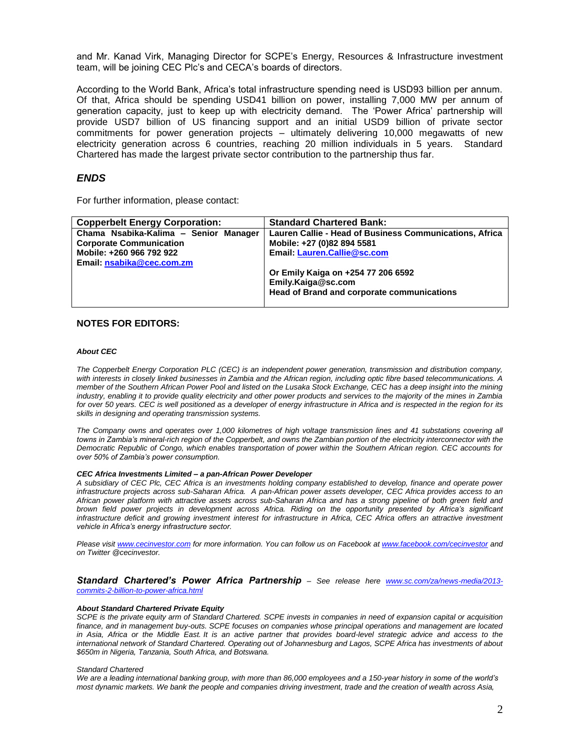and Mr. Kanad Virk, Managing Director for SCPE's Energy, Resources & Infrastructure investment team, will be joining CEC Plc's and CECA's boards of directors.

According to the World Bank, Africa's total infrastructure spending need is USD93 billion per annum. Of that, Africa should be spending USD41 billion on power, installing 7,000 MW per annum of generation capacity, just to keep up with electricity demand. The 'Power Africa' partnership will provide USD7 billion of US financing support and an initial USD9 billion of private sector commitments for power generation projects – ultimately delivering 10,000 megawatts of new electricity generation across 6 countries, reaching 20 million individuals in 5 years. Standard Chartered has made the largest private sector contribution to the partnership thus far.

## *ENDS*

For further information, please contact:

| **Copperbelt Energy Corporation:** | **Standard Chartered Bank:** |
|---|---|
| **Chama Nsabika-Kalima – Senior Manager Corporate Communication**<br>**Mobile: +260 966 792 922**<br>**Email: nsabika@cec.com.zm** | **Lauren Callie - Head of Business Communications, Africa**<br>**Mobile: +27 (0)82 894 5581**<br>**Email: Lauren.Callie@sc.com**<br><br>**Or Emily Kaiga on +254 77 206 6592**<br>**Emily.Kaiga@sc.com**<br>**Head of Brand and corporate communications** |

## NOTES FOR EDITORS:

***About CEC***

*The Copperbelt Energy Corporation PLC (CEC) is an independent power generation, transmission and distribution company, with interests in closely linked businesses in Zambia and the African region, including optic fibre based telecommunications. A member of the Southern African Power Pool and listed on the Lusaka Stock Exchange, CEC has a deep insight into the mining industry, enabling it to provide quality electricity and other power products and services to the majority of the mines in Zambia for over 50 years. CEC is well positioned as a developer of energy infrastructure in Africa and is respected in the region for its skills in designing and operating transmission systems.*

*The Company owns and operates over 1,000 kilometres of high voltage transmission lines and 41 substations covering all towns in Zambia's mineral-rich region of the Copperbelt, and owns the Zambian portion of the electricity interconnector with the Democratic Republic of Congo, which enables transportation of power within the Southern African region. CEC accounts for over 50% of Zambia's power consumption.*

***CEC Africa Investments Limited – a pan-African Power Developer***

*A subsidiary of CEC Plc, CEC Africa is an investments holding company established to develop, finance and operate power infrastructure projects across sub-Saharan Africa. A pan-African power assets developer, CEC Africa provides access to an African power platform with attractive assets across sub-Saharan Africa and has a strong pipeline of both green field and brown field power projects in development across Africa. Riding on the opportunity presented by Africa's significant infrastructure deficit and growing investment interest for infrastructure in Africa, CEC Africa offers an attractive investment vehicle in Africa's energy infrastructure sector.*

*Please visit www.cecinvestor.com for more information. You can follow us on Facebook at www.facebook.com/cecinvestor and on Twitter @cecinvestor.*

***Standard Chartered's Power Africa Partnership*** *– See release here www.sc.com/za/news-media/2013-commits-2-billion-to-power-africa.html*

***About Standard Chartered Private Equity***

*SCPE is the private equity arm of Standard Chartered. SCPE invests in companies in need of expansion capital or acquisition finance, and in management buy-outs. SCPE focuses on companies whose principal operations and management are located in Asia, Africa or the Middle East. It is an active partner that provides board-level strategic advice and access to the international network of Standard Chartered. Operating out of Johannesburg and Lagos, SCPE Africa has investments of about $650m in Nigeria, Tanzania, South Africa, and Botswana.*

*Standard Chartered*

*We are a leading international banking group, with more than 86,000 employees and a 150-year history in some of the world's most dynamic markets. We bank the people and companies driving investment, trade and the creation of wealth across Asia,*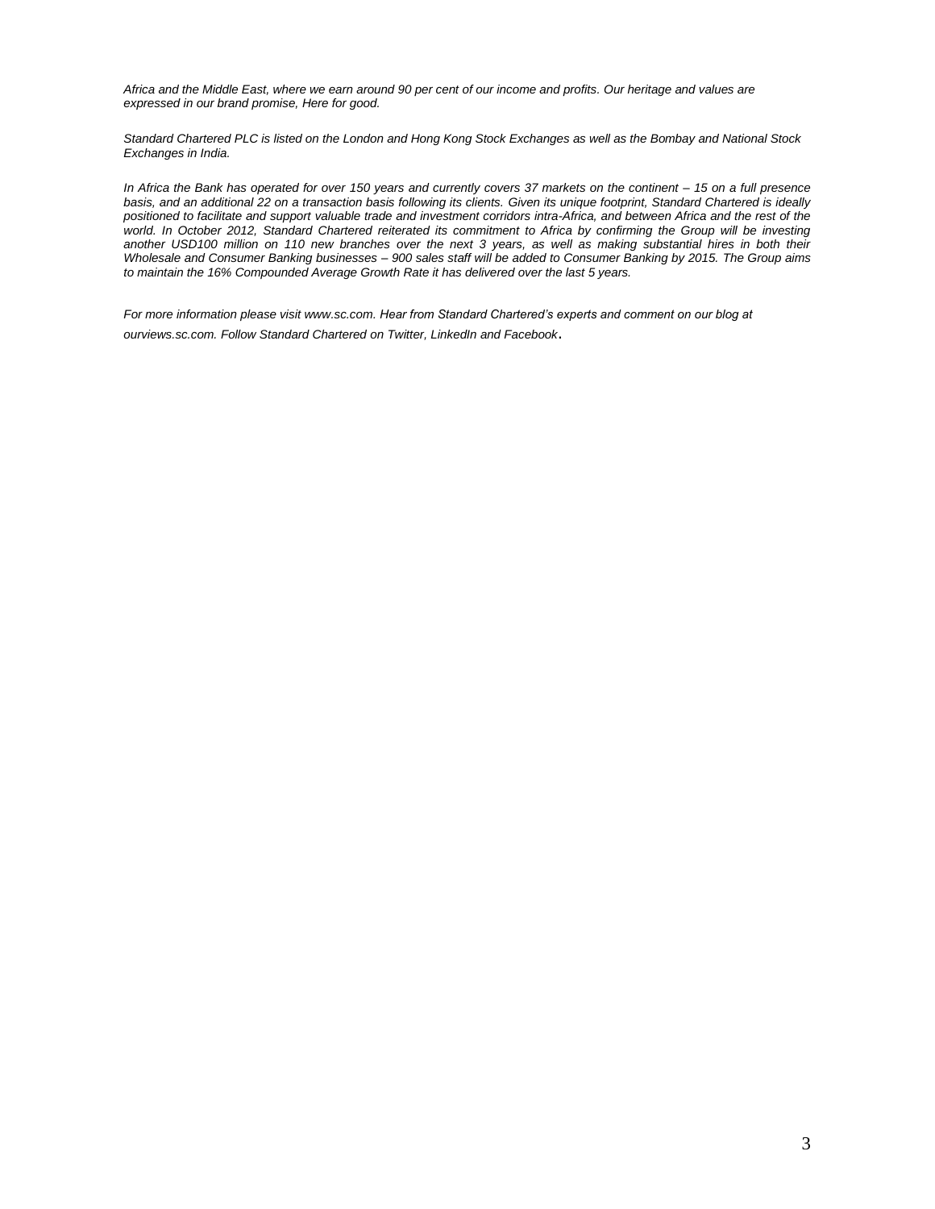*Africa and the Middle East, where we earn around 90 per cent of our income and profits. Our heritage and values are expressed in our brand promise, Here for good.*

*Standard Chartered PLC is listed on the London and Hong Kong Stock Exchanges as well as the Bombay and National Stock Exchanges in India.*

*In Africa the Bank has operated for over 150 years and currently covers 37 markets on the continent – 15 on a full presence basis, and an additional 22 on a transaction basis following its clients. Given its unique footprint, Standard Chartered is ideally positioned to facilitate and support valuable trade and investment corridors intra-Africa, and between Africa and the rest of the world. In October 2012, Standard Chartered reiterated its commitment to Africa by confirming the Group will be investing another USD100 million on 110 new branches over the next 3 years, as well as making substantial hires in both their Wholesale and Consumer Banking businesses – 900 sales staff will be added to Consumer Banking by 2015. The Group aims to maintain the 16% Compounded Average Growth Rate it has delivered over the last 5 years.*

*For more information please visit www.sc.com. Hear from Standard Chartered's experts and comment on our blog at ourviews.sc.com. Follow Standard Chartered on Twitter, LinkedIn and Facebook.*